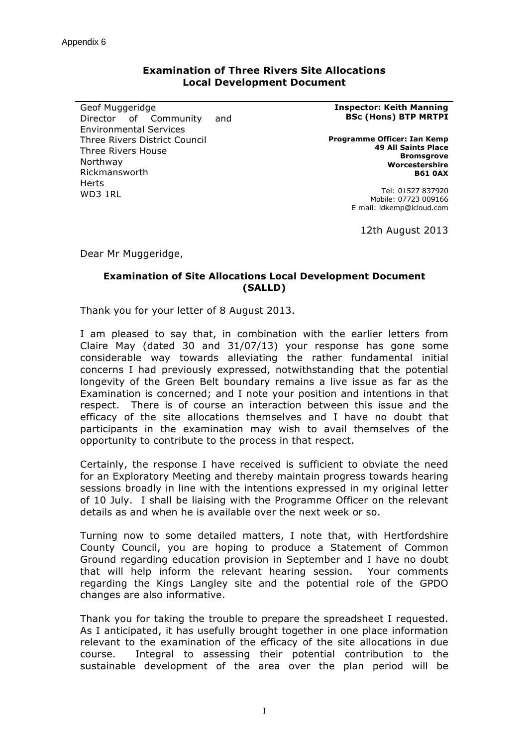Appendix 6

## Examination of Three Rivers Site Allocations Local Development Document

Geof Muggeridge
Director of Community and Environmental Services
Three Rivers District Council
Three Rivers House
Northway
Rickmansworth
Herts
WD3 1RL

**Inspector: Keith Manning BSc (Hons) BTP MRTPI**

**Programme Officer: Ian Kemp**
**49 All Saints Place**
**Bromsgrove**
**Worcestershire**
**B61 0AX**

Tel: 01527 837920
Mobile: 07723 009166
E mail: idkemp@icloud.com

12th August 2013

Dear Mr Muggeridge,

**Examination of Site Allocations Local Development Document (SALLD)**

Thank you for your letter of 8 August 2013.

I am pleased to say that, in combination with the earlier letters from Claire May (dated 30 and 31/07/13) your response has gone some considerable way towards alleviating the rather fundamental initial concerns I had previously expressed, notwithstanding that the potential longevity of the Green Belt boundary remains a live issue as far as the Examination is concerned; and I note your position and intentions in that respect. There is of course an interaction between this issue and the efficacy of the site allocations themselves and I have no doubt that participants in the examination may wish to avail themselves of the opportunity to contribute to the process in that respect.

Certainly, the response I have received is sufficient to obviate the need for an Exploratory Meeting and thereby maintain progress towards hearing sessions broadly in line with the intentions expressed in my original letter of 10 July. I shall be liaising with the Programme Officer on the relevant details as and when he is available over the next week or so.

Turning now to some detailed matters, I note that, with Hertfordshire County Council, you are hoping to produce a Statement of Common Ground regarding education provision in September and I have no doubt that will help inform the relevant hearing session. Your comments regarding the Kings Langley site and the potential role of the GPDO changes are also informative.

Thank you for taking the trouble to prepare the spreadsheet I requested. As I anticipated, it has usefully brought together in one place information relevant to the examination of the efficacy of the site allocations in due course. Integral to assessing their potential contribution to the sustainable development of the area over the plan period will be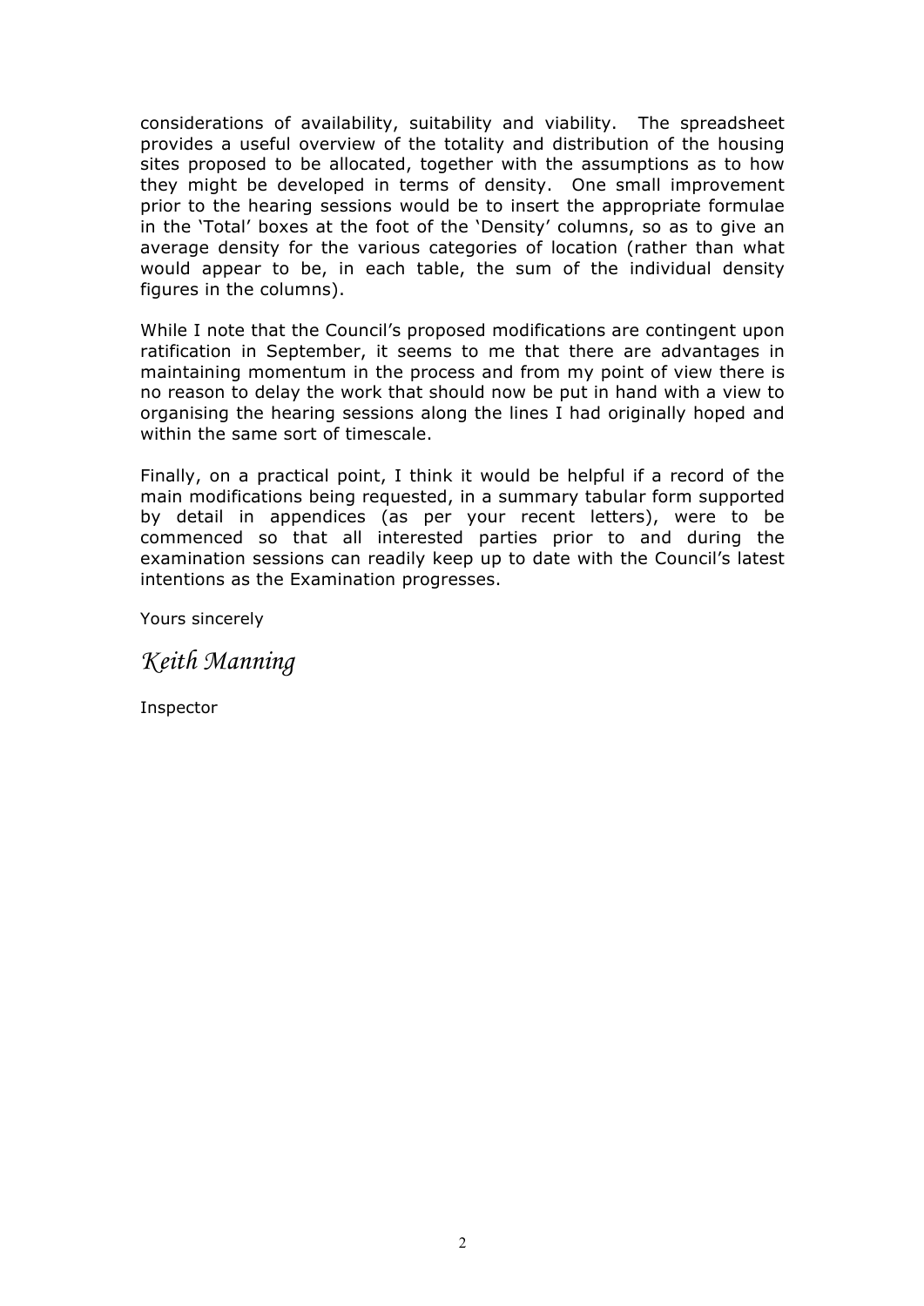considerations of availability, suitability and viability. The spreadsheet provides a useful overview of the totality and distribution of the housing sites proposed to be allocated, together with the assumptions as to how they might be developed in terms of density. One small improvement prior to the hearing sessions would be to insert the appropriate formulae in the 'Total' boxes at the foot of the 'Density' columns, so as to give an average density for the various categories of location (rather than what would appear to be, in each table, the sum of the individual density figures in the columns).

While I note that the Council's proposed modifications are contingent upon ratification in September, it seems to me that there are advantages in maintaining momentum in the process and from my point of view there is no reason to delay the work that should now be put in hand with a view to organising the hearing sessions along the lines I had originally hoped and within the same sort of timescale.

Finally, on a practical point, I think it would be helpful if a record of the main modifications being requested, in a summary tabular form supported by detail in appendices (as per your recent letters), were to be commenced so that all interested parties prior to and during the examination sessions can readily keep up to date with the Council's latest intentions as the Examination progresses.

Yours sincerely

*Keith Manning*

Inspector